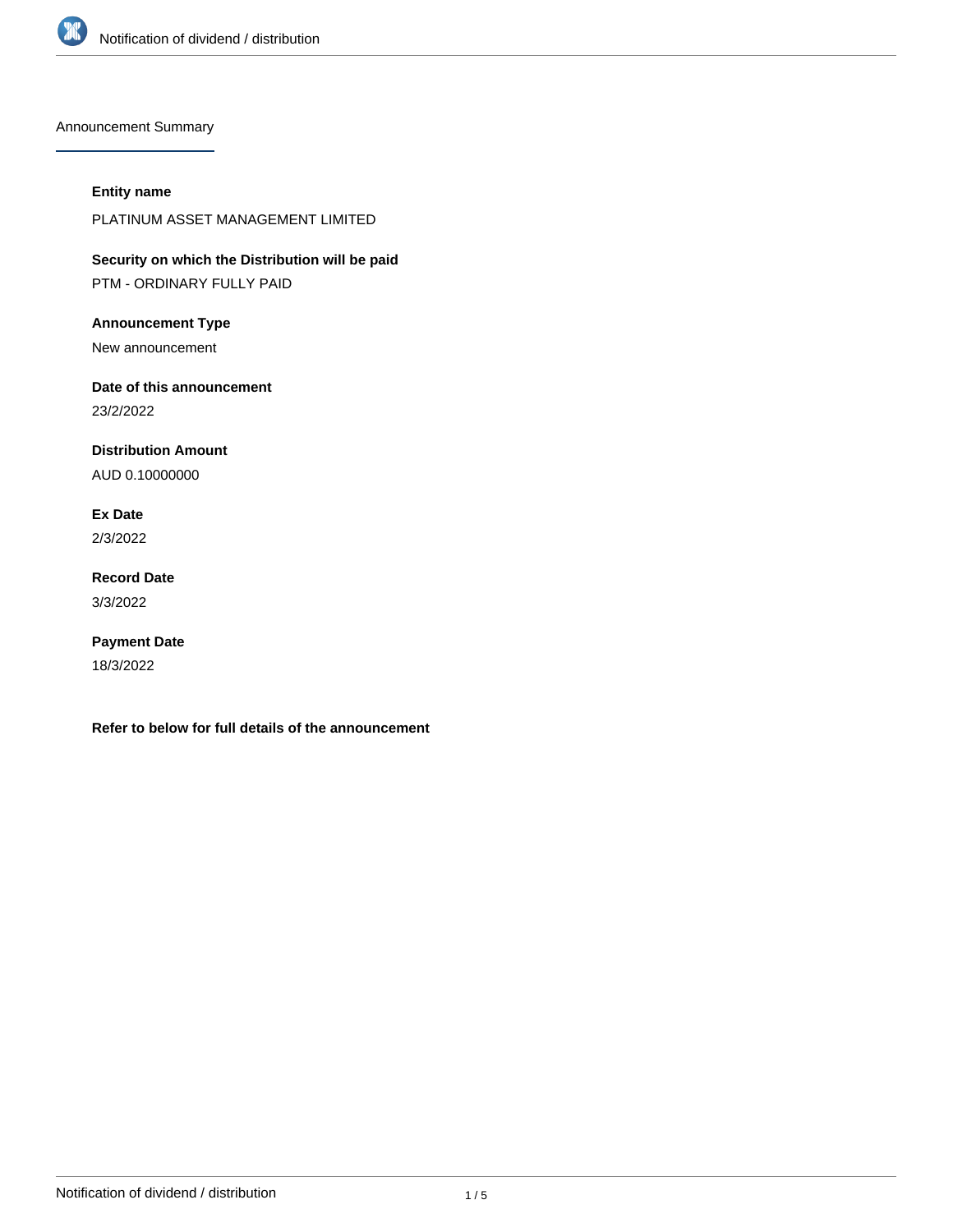# Notification of dividend / distribution

## Announcement Summary

**Entity name**

PLATINUM ASSET MANAGEMENT LIMITED

**Security on which the Distribution will be paid**

PTM - ORDINARY FULLY PAID

**Announcement Type**

New announcement

**Date of this announcement**

23/2/2022

**Distribution Amount**

AUD 0.10000000

**Ex Date**

2/3/2022

**Record Date**

3/3/2022

**Payment Date**

18/3/2022

**Refer to below for full details of the announcement**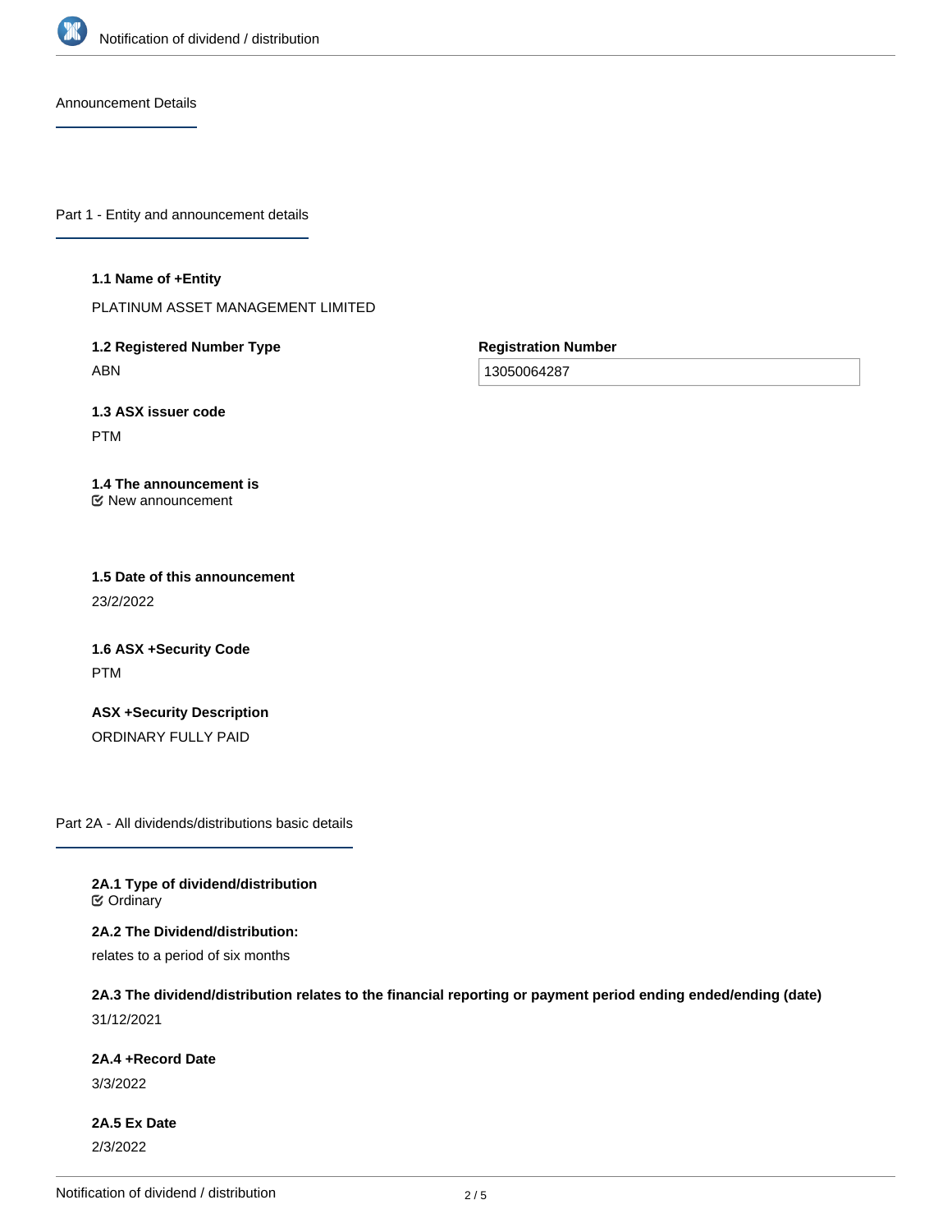## Announcement Details

### Part 1 - Entity and announcement details

**1.1 Name of +Entity**

PLATINUM ASSET MANAGEMENT LIMITED

**1.2 Registered Number Type**

ABN

**Registration Number**

13050064287

**1.3 ASX issuer code**

PTM

**1.4 The announcement is**

☑ New announcement

**1.5 Date of this announcement**

23/2/2022

**1.6 ASX +Security Code**

PTM

**ASX +Security Description**

ORDINARY FULLY PAID

### Part 2A - All dividends/distributions basic details

**2A.1 Type of dividend/distribution**

☑ Ordinary

**2A.2 The Dividend/distribution:**

relates to a period of six months

**2A.3 The dividend/distribution relates to the financial reporting or payment period ending ended/ending (date)**

31/12/2021

**2A.4 +Record Date**

3/3/2022

**2A.5 Ex Date**

2/3/2022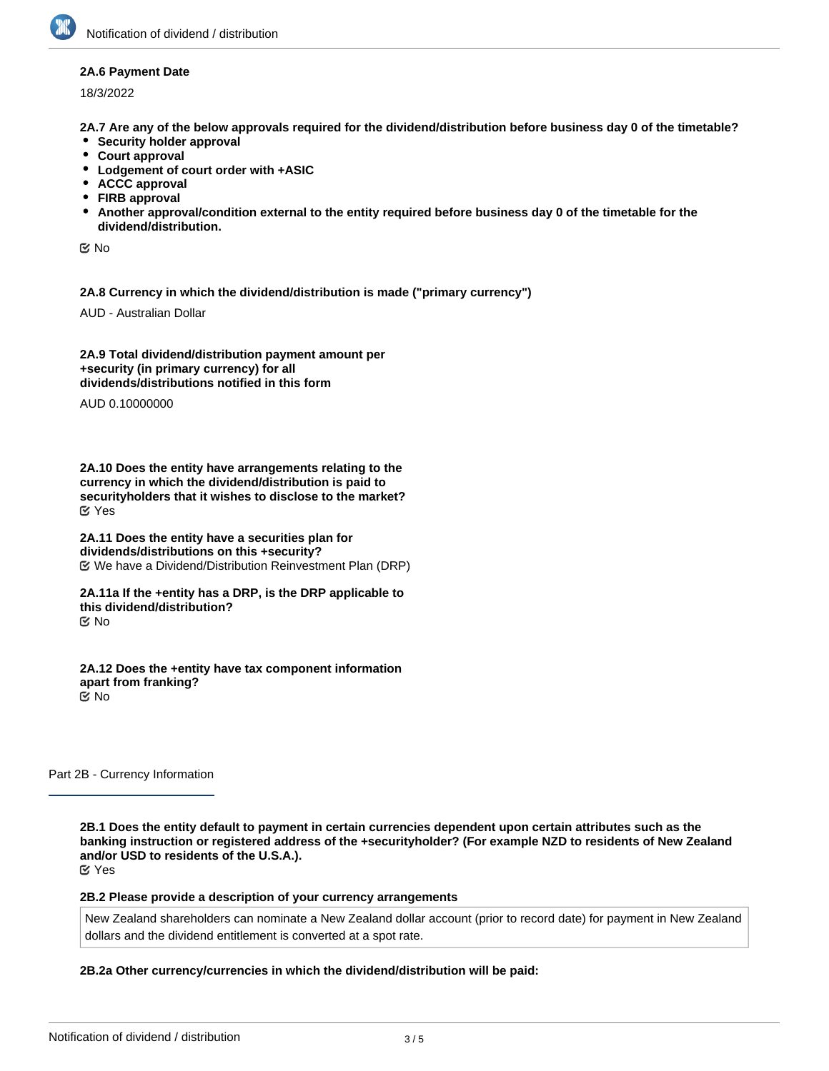**2A.6 Payment Date**

18/3/2022

**2A.7 Are any of the below approvals required for the dividend/distribution before business day 0 of the timetable?**

- **Security holder approval**
- **Court approval**
- **Lodgement of court order with +ASIC**
- **ACCC approval**
- **FIRB approval**
- **Another approval/condition external to the entity required before business day 0 of the timetable for the dividend/distribution.**

☑ No

**2A.8 Currency in which the dividend/distribution is made ("primary currency")**

AUD - Australian Dollar

**2A.9 Total dividend/distribution payment amount per +security (in primary currency) for all dividends/distributions notified in this form**

AUD 0.10000000

**2A.10 Does the entity have arrangements relating to the currency in which the dividend/distribution is paid to securityholders that it wishes to disclose to the market?**

☑ Yes

**2A.11 Does the entity have a securities plan for dividends/distributions on this +security?**

☑ We have a Dividend/Distribution Reinvestment Plan (DRP)

**2A.11a If the +entity has a DRP, is the DRP applicable to this dividend/distribution?**

☑ No

**2A.12 Does the +entity have tax component information apart from franking?**

☑ No

## Part 2B - Currency Information

**2B.1 Does the entity default to payment in certain currencies dependent upon certain attributes such as the banking instruction or registered address of the +securityholder? (For example NZD to residents of New Zealand and/or USD to residents of the U.S.A.).**

☑ Yes

**2B.2 Please provide a description of your currency arrangements**

New Zealand shareholders can nominate a New Zealand dollar account (prior to record date) for payment in New Zealand dollars and the dividend entitlement is converted at a spot rate.

**2B.2a Other currency/currencies in which the dividend/distribution will be paid:**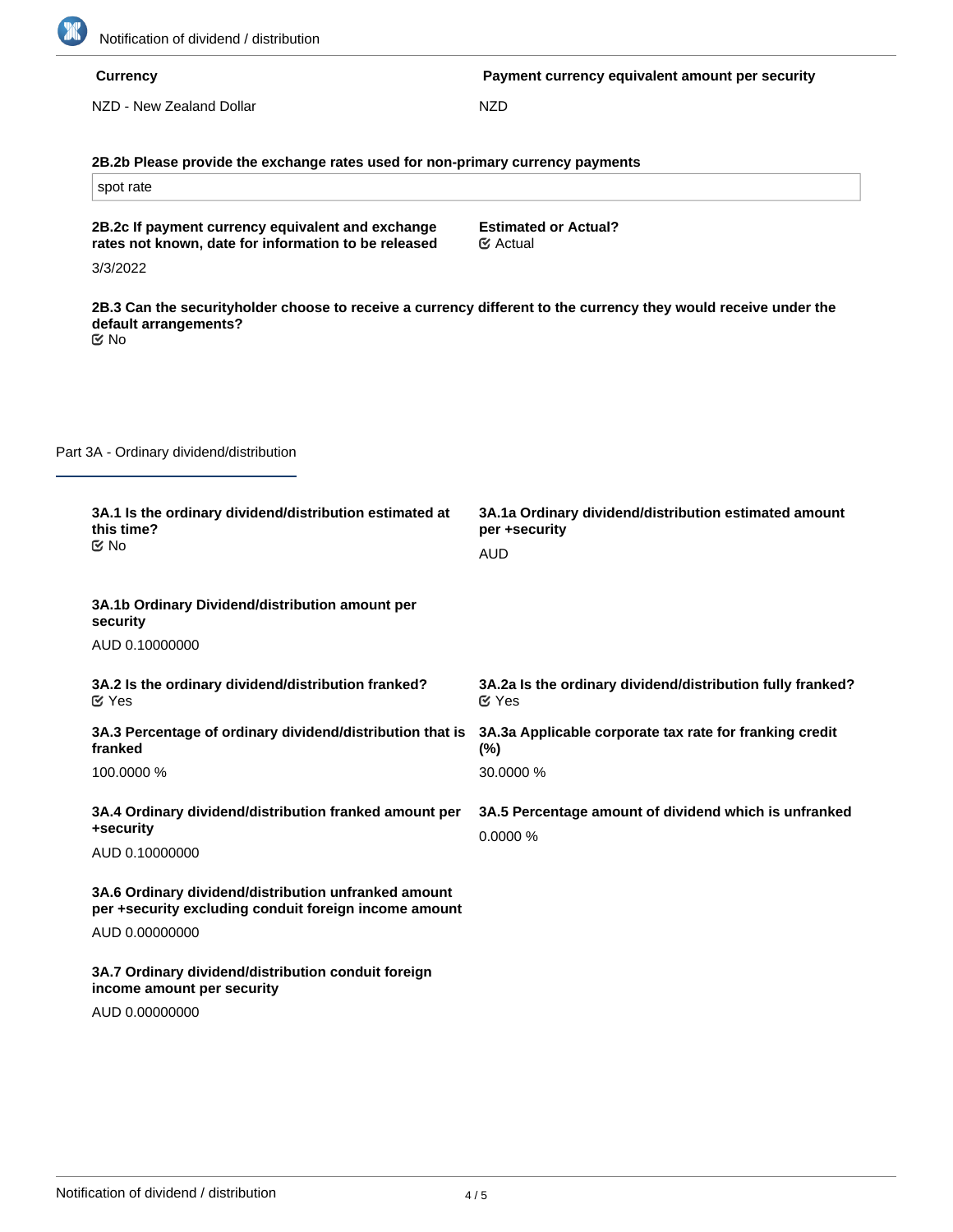| Currency | Payment currency equivalent amount per security |
| --- | --- |
| NZD - New Zealand Dollar | NZD |

**2B.2b Please provide the exchange rates used for non-primary currency payments**

spot rate

**2B.2c If payment currency equivalent and exchange rates not known, date for information to be released**

3/3/2022

**Estimated or Actual?**

Actual

**2B.3 Can the securityholder choose to receive a currency different to the currency they would receive under the default arrangements?**

No

## Part 3A - Ordinary dividend/distribution

**3A.1 Is the ordinary dividend/distribution estimated at this time?**

No

**3A.1a Ordinary dividend/distribution estimated amount per +security**

AUD

**3A.1b Ordinary Dividend/distribution amount per security**

AUD 0.10000000

**3A.2 Is the ordinary dividend/distribution franked?**

Yes

**3A.2a Is the ordinary dividend/distribution fully franked?**

Yes

**3A.3 Percentage of ordinary dividend/distribution that is franked**

100.0000 %

**3A.3a Applicable corporate tax rate for franking credit (%)**

30.0000 %

**3A.4 Ordinary dividend/distribution franked amount per +security**

AUD 0.10000000

**3A.5 Percentage amount of dividend which is unfranked**

0.0000 %

**3A.6 Ordinary dividend/distribution unfranked amount per +security excluding conduit foreign income amount**

AUD 0.00000000

**3A.7 Ordinary dividend/distribution conduit foreign income amount per security**

AUD 0.00000000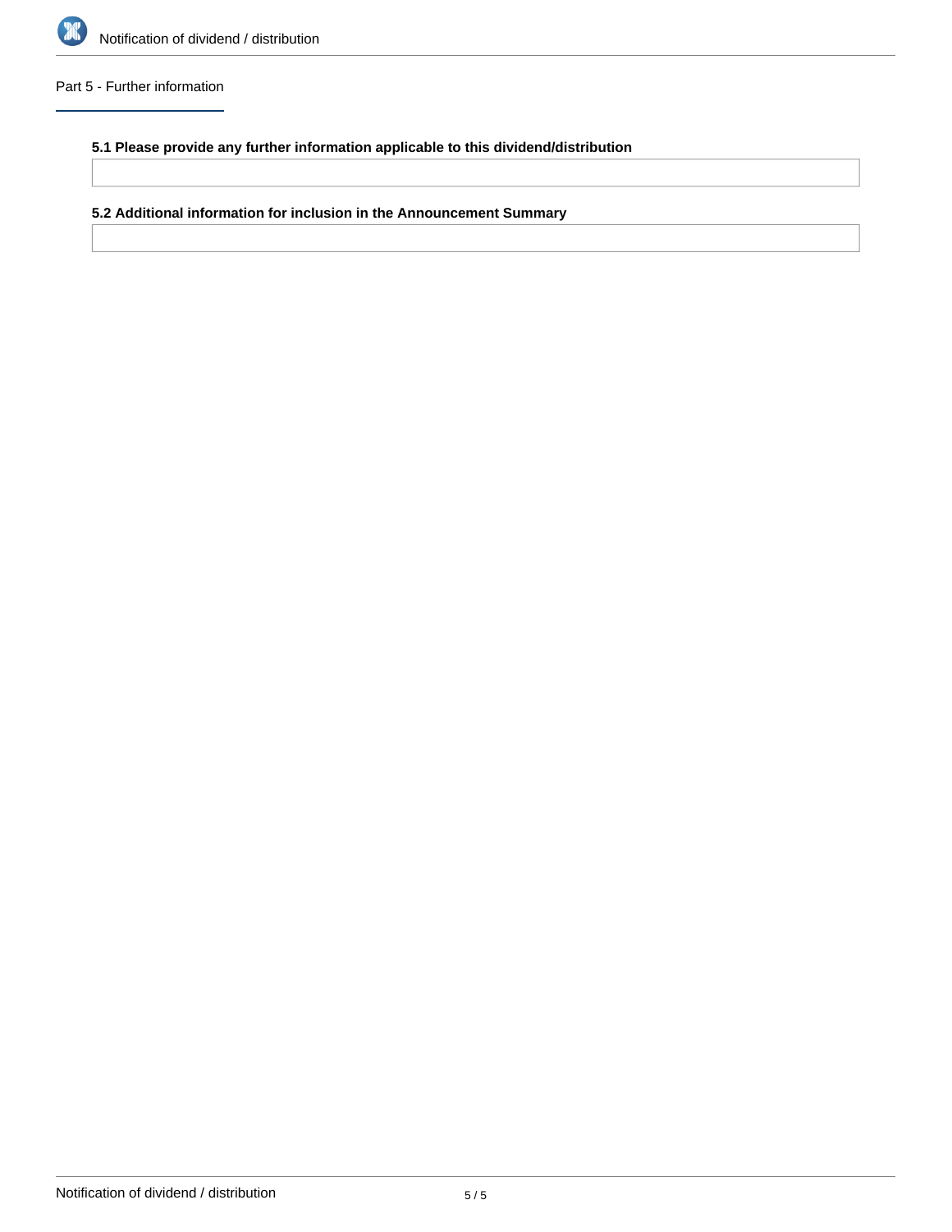## Part 5 - Further information

**5.1 Please provide any further information applicable to this dividend/distribution**

**5.2 Additional information for inclusion in the Announcement Summary**